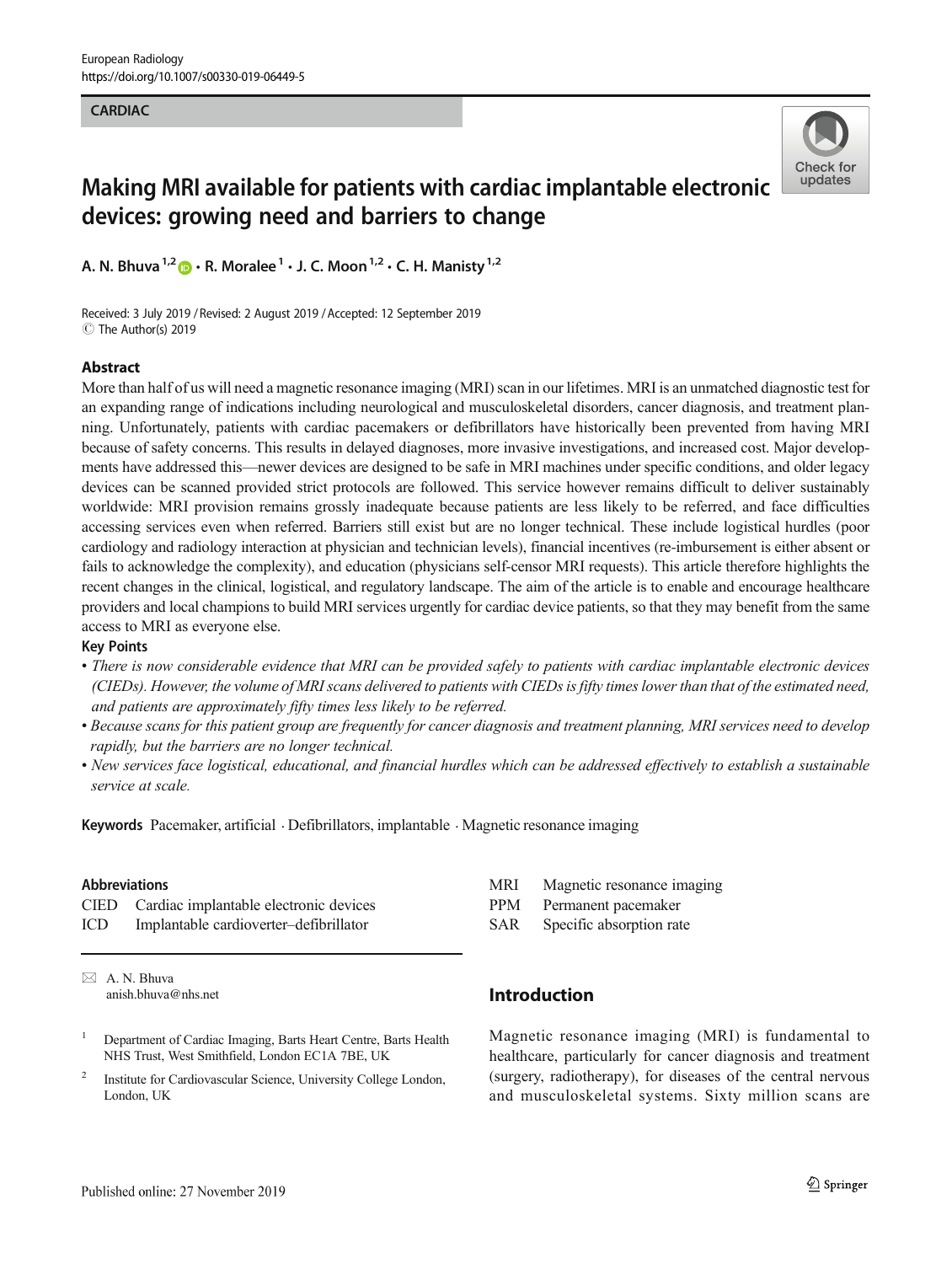European Radiology
https://doi.org/10.1007/s00330-019-06449-5

CARDIAC

# Making MRI available for patients with cardiac implantable electronic devices: growing need and barriers to change

A. N. Bhuva[1,2] · R. Moralee[1] · J. C. Moon[1,2] · C. H. Manisty[1,2]

Received: 3 July 2019 / Revised: 2 August 2019 / Accepted: 12 September 2019
© The Author(s) 2019

## Abstract

More than half of us will need a magnetic resonance imaging (MRI) scan in our lifetimes. MRI is an unmatched diagnostic test for an expanding range of indications including neurological and musculoskeletal disorders, cancer diagnosis, and treatment planning. Unfortunately, patients with cardiac pacemakers or defibrillators have historically been prevented from having MRI because of safety concerns. This results in delayed diagnoses, more invasive investigations, and increased cost. Major developments have addressed this—newer devices are designed to be safe in MRI machines under specific conditions, and older legacy devices can be scanned provided strict protocols are followed. This service however remains difficult to deliver sustainably worldwide: MRI provision remains grossly inadequate because patients are less likely to be referred, and face difficulties accessing services even when referred. Barriers still exist but are no longer technical. These include logistical hurdles (poor cardiology and radiology interaction at physician and technician levels), financial incentives (re-imbursement is either absent or fails to acknowledge the complexity), and education (physicians self-censor MRI requests). This article therefore highlights the recent changes in the clinical, logistical, and regulatory landscape. The aim of the article is to enable and encourage healthcare providers and local champions to build MRI services urgently for cardiac device patients, so that they may benefit from the same access to MRI as everyone else.

## Key Points

- *There is now considerable evidence that MRI can be provided safely to patients with cardiac implantable electronic devices (CIEDs). However, the volume of MRI scans delivered to patients with CIEDs is fifty times lower than that of the estimated need, and patients are approximately fifty times less likely to be referred.*
- *Because scans for this patient group are frequently for cancer diagnosis and treatment planning, MRI services need to develop rapidly, but the barriers are no longer technical.*
- *New services face logistical, educational, and financial hurdles which can be addressed effectively to establish a sustainable service at scale.*

**Keywords** Pacemaker, artificial · Defibrillators, implantable · Magnetic resonance imaging

### Abbreviations

| | |
|---|---|
| CIED | Cardiac implantable electronic devices |
| ICD | Implantable cardioverter–defibrillator |
| MRI | Magnetic resonance imaging |
| PPM | Permanent pacemaker |
| SAR | Specific absorption rate |

✉ A. N. Bhuva
anish.bhuva@nhs.net

[1] Department of Cardiac Imaging, Barts Heart Centre, Barts Health NHS Trust, West Smithfield, London EC1A 7BE, UK

[2] Institute for Cardiovascular Science, University College London, London, UK

## Introduction

Magnetic resonance imaging (MRI) is fundamental to healthcare, particularly for cancer diagnosis and treatment (surgery, radiotherapy), for diseases of the central nervous and musculoskeletal systems. Sixty million scans are

Published online: 27 November 2019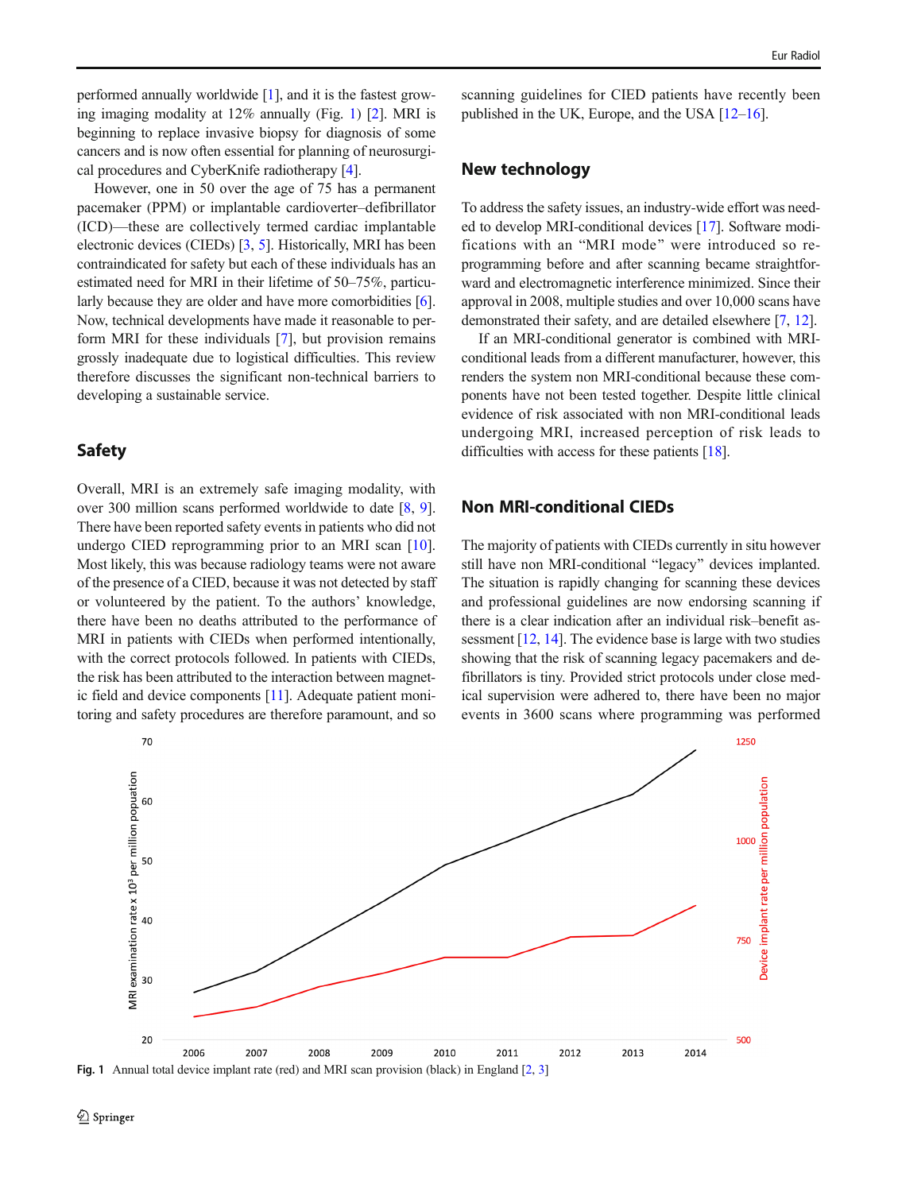performed annually worldwide [1], and it is the fastest growing imaging modality at 12% annually (Fig. 1) [2]. MRI is beginning to replace invasive biopsy for diagnosis of some cancers and is now often essential for planning of neurosurgical procedures and CyberKnife radiotherapy [4].

However, one in 50 over the age of 75 has a permanent pacemaker (PPM) or implantable cardioverter–defibrillator (ICD)—these are collectively termed cardiac implantable electronic devices (CIEDs) [3, 5]. Historically, MRI has been contraindicated for safety but each of these individuals has an estimated need for MRI in their lifetime of 50–75%, particularly because they are older and have more comorbidities [6]. Now, technical developments have made it reasonable to perform MRI for these individuals [7], but provision remains grossly inadequate due to logistical difficulties. This review therefore discusses the significant non-technical barriers to developing a sustainable service.

## Safety

Overall, MRI is an extremely safe imaging modality, with over 300 million scans performed worldwide to date [8, 9]. There have been reported safety events in patients who did not undergo CIED reprogramming prior to an MRI scan [10]. Most likely, this was because radiology teams were not aware of the presence of a CIED, because it was not detected by staff or volunteered by the patient. To the authors' knowledge, there have been no deaths attributed to the performance of MRI in patients with CIEDs when performed intentionally, with the correct protocols followed. In patients with CIEDs, the risk has been attributed to the interaction between magnetic field and device components [11]. Adequate patient monitoring and safety procedures are therefore paramount, and so scanning guidelines for CIED patients have recently been published in the UK, Europe, and the USA [12–16].

## New technology

To address the safety issues, an industry-wide effort was needed to develop MRI-conditional devices [17]. Software modifications with an "MRI mode" were introduced so reprogramming before and after scanning became straightforward and electromagnetic interference minimized. Since their approval in 2008, multiple studies and over 10,000 scans have demonstrated their safety, and are detailed elsewhere [7, 12].

If an MRI-conditional generator is combined with MRI-conditional leads from a different manufacturer, however, this renders the system non MRI-conditional because these components have not been tested together. Despite little clinical evidence of risk associated with non MRI-conditional leads undergoing MRI, increased perception of risk leads to difficulties with access for these patients [18].

## Non MRI-conditional CIEDs

The majority of patients with CIEDs currently in situ however still have non MRI-conditional "legacy" devices implanted. The situation is rapidly changing for scanning these devices and professional guidelines are now endorsing scanning if there is a clear indication after an individual risk–benefit assessment [12, 14]. The evidence base is large with two studies showing that the risk of scanning legacy pacemakers and defibrillators is tiny. Provided strict protocols under close medical supervision were adhered to, there have been no major events in 3600 scans where programming was performed

**Fig. 1** Annual total device implant rate (red) and MRI scan provision (black) in England [2, 3]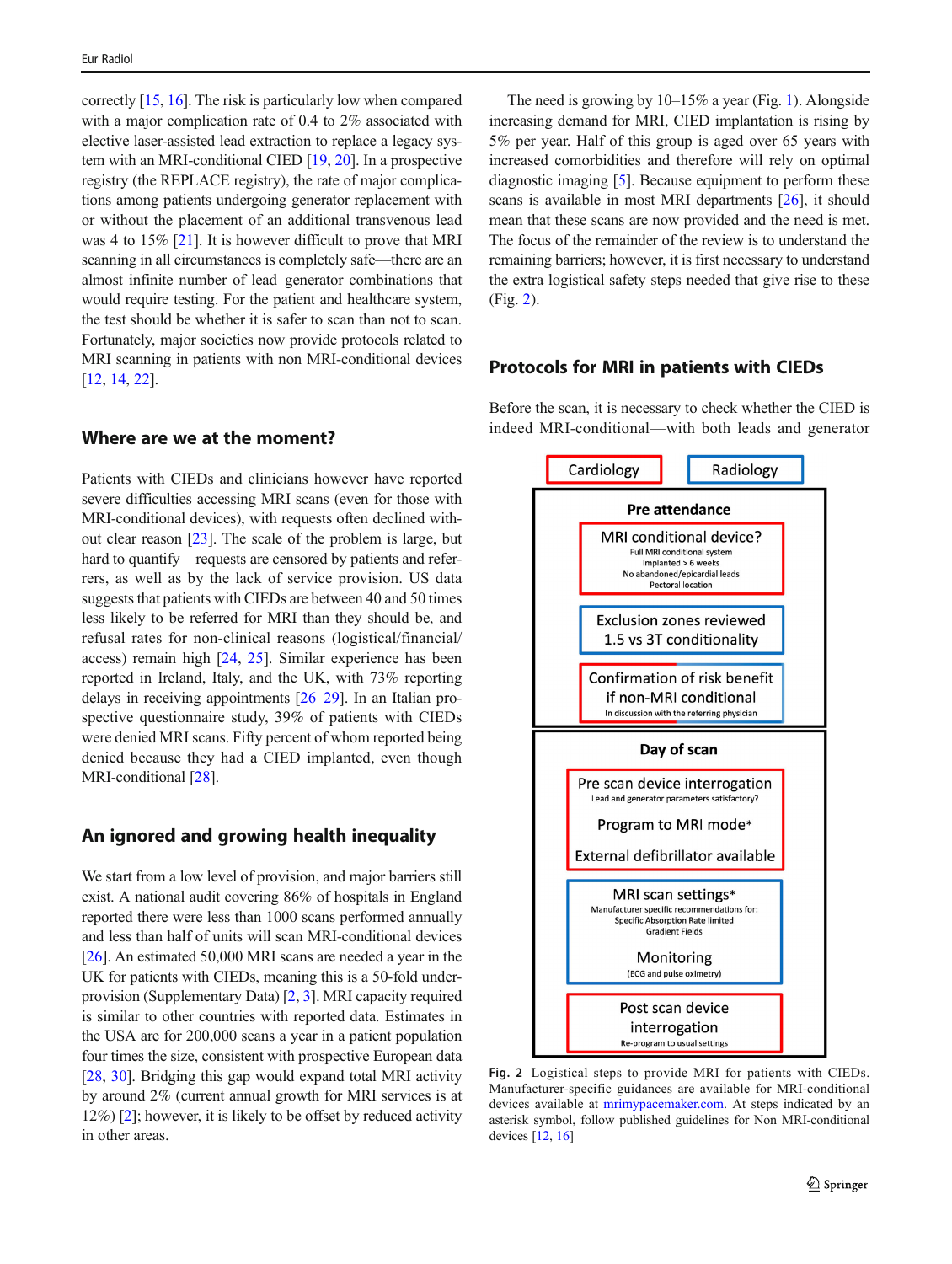correctly [15, 16]. The risk is particularly low when compared with a major complication rate of 0.4 to 2% associated with elective laser-assisted lead extraction to replace a legacy system with an MRI-conditional CIED [19, 20]. In a prospective registry (the REPLACE registry), the rate of major complications among patients undergoing generator replacement with or without the placement of an additional transvenous lead was 4 to 15% [21]. It is however difficult to prove that MRI scanning in all circumstances is completely safe—there are an almost infinite number of lead–generator combinations that would require testing. For the patient and healthcare system, the test should be whether it is safer to scan than not to scan. Fortunately, major societies now provide protocols related to MRI scanning in patients with non MRI-conditional devices [12, 14, 22].

## Where are we at the moment?

Patients with CIEDs and clinicians however have reported severe difficulties accessing MRI scans (even for those with MRI-conditional devices), with requests often declined without clear reason [23]. The scale of the problem is large, but hard to quantify—requests are censored by patients and referrers, as well as by the lack of service provision. US data suggests that patients with CIEDs are between 40 and 50 times less likely to be referred for MRI than they should be, and refusal rates for non-clinical reasons (logistical/financial/access) remain high [24, 25]. Similar experience has been reported in Ireland, Italy, and the UK, with 73% reporting delays in receiving appointments [26–29]. In an Italian prospective questionnaire study, 39% of patients with CIEDs were denied MRI scans. Fifty percent of whom reported being denied because they had a CIED implanted, even though MRI-conditional [28].

## An ignored and growing health inequality

We start from a low level of provision, and major barriers still exist. A national audit covering 86% of hospitals in England reported there were less than 1000 scans performed annually and less than half of units will scan MRI-conditional devices [26]. An estimated 50,000 MRI scans are needed a year in the UK for patients with CIEDs, meaning this is a 50-fold under-provision (Supplementary Data) [2, 3]. MRI capacity required is similar to other countries with reported data. Estimates in the USA are for 200,000 scans a year in a patient population four times the size, consistent with prospective European data [28, 30]. Bridging this gap would expand total MRI activity by around 2% (current annual growth for MRI services is at 12%) [2]; however, it is likely to be offset by reduced activity in other areas.

The need is growing by 10–15% a year (Fig. 1). Alongside increasing demand for MRI, CIED implantation is rising by 5% per year. Half of this group is aged over 65 years with increased comorbidities and therefore will rely on optimal diagnostic imaging [5]. Because equipment to perform these scans is available in most MRI departments [26], it should mean that these scans are now provided and the need is met. The focus of the remainder of the review is to understand the remaining barriers; however, it is first necessary to understand the extra logistical safety steps needed that give rise to these (Fig. 2).

## Protocols for MRI in patients with CIEDs

Before the scan, it is necessary to check whether the CIED is indeed MRI-conditional—with both leads and generator

Cardiology | Radiology

**Pre attendance**

- MRI conditional device? Full MRI conditional system; Implanted > 6 weeks; No abandoned/epicardial leads; Pectoral location
- Exclusion zones reviewed; 1.5 vs 3T conditionality
- Confirmation of risk benefit if non-MRI conditional. In discussion with the referring physician

**Day of scan**

- Pre scan device interrogation. Lead and generator parameters satisfactory?; Program to MRI mode*; External defibrillator available
- MRI scan settings*. Manufacturer specific recommendations for: Specific Absorption Rate limited; Gradient Fields. Monitoring (ECG and pulse oximetry)
- Post scan device interrogation. Re-program to usual settings

**Fig. 2** Logistical steps to provide MRI for patients with CIEDs. Manufacturer-specific guidances are available for MRI-conditional devices available at mrimypacemaker.com. At steps indicated by an asterisk symbol, follow published guidelines for Non MRI-conditional devices [12, 16]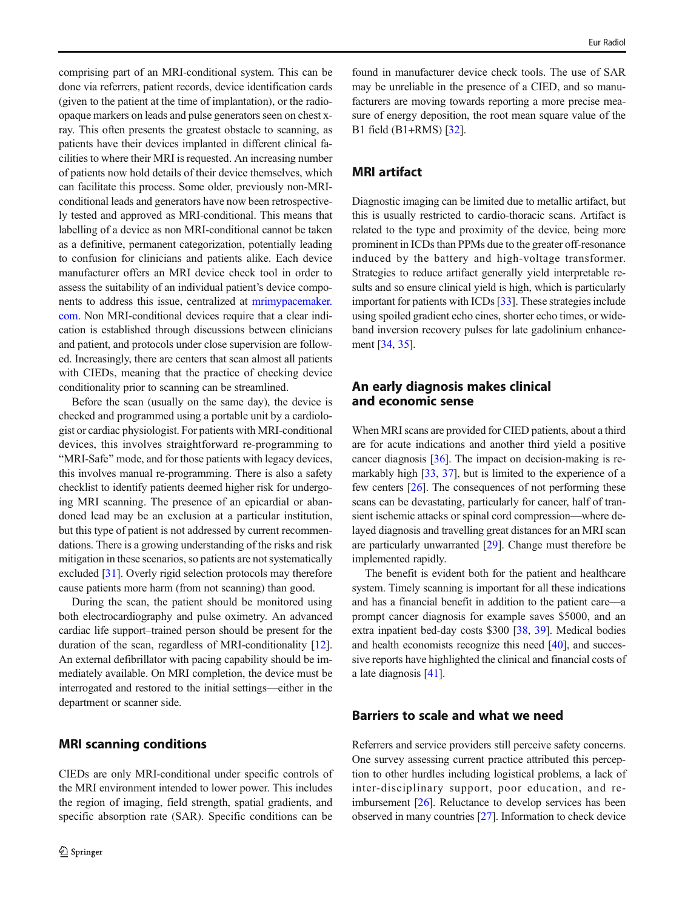comprising part of an MRI-conditional system. This can be done via referrers, patient records, device identification cards (given to the patient at the time of implantation), or the radio-opaque markers on leads and pulse generators seen on chest x-ray. This often presents the greatest obstacle to scanning, as patients have their devices implanted in different clinical facilities to where their MRI is requested. An increasing number of patients now hold details of their device themselves, which can facilitate this process. Some older, previously non-MRI-conditional leads and generators have now been retrospectively tested and approved as MRI-conditional. This means that labelling of a device as non MRI-conditional cannot be taken as a definitive, permanent categorization, potentially leading to confusion for clinicians and patients alike. Each device manufacturer offers an MRI device check tool in order to assess the suitability of an individual patient's device components to address this issue, centralized at mrimypacemaker.com. Non MRI-conditional devices require that a clear indication is established through discussions between clinicians and patient, and protocols under close supervision are followed. Increasingly, there are centers that scan almost all patients with CIEDs, meaning that the practice of checking device conditionality prior to scanning can be streamlined.

Before the scan (usually on the same day), the device is checked and programmed using a portable unit by a cardiologist or cardiac physiologist. For patients with MRI-conditional devices, this involves straightforward re-programming to "MRI-Safe" mode, and for those patients with legacy devices, this involves manual re-programming. There is also a safety checklist to identify patients deemed higher risk for undergoing MRI scanning. The presence of an epicardial or abandoned lead may be an exclusion at a particular institution, but this type of patient is not addressed by current recommendations. There is a growing understanding of the risks and risk mitigation in these scenarios, so patients are not systematically excluded [31]. Overly rigid selection protocols may therefore cause patients more harm (from not scanning) than good.

During the scan, the patient should be monitored using both electrocardiography and pulse oximetry. An advanced cardiac life support–trained person should be present for the duration of the scan, regardless of MRI-conditionality [12]. An external defibrillator with pacing capability should be immediately available. On MRI completion, the device must be interrogated and restored to the initial settings—either in the department or scanner side.

## MRI scanning conditions

CIEDs are only MRI-conditional under specific controls of the MRI environment intended to lower power. This includes the region of imaging, field strength, spatial gradients, and specific absorption rate (SAR). Specific conditions can be found in manufacturer device check tools. The use of SAR may be unreliable in the presence of a CIED, and so manufacturers are moving towards reporting a more precise measure of energy deposition, the root mean square value of the B1 field (B1+RMS) [32].

## MRI artifact

Diagnostic imaging can be limited due to metallic artifact, but this is usually restricted to cardio-thoracic scans. Artifact is related to the type and proximity of the device, being more prominent in ICDs than PPMs due to the greater off-resonance induced by the battery and high-voltage transformer. Strategies to reduce artifact generally yield interpretable results and so ensure clinical yield is high, which is particularly important for patients with ICDs [33]. These strategies include using spoiled gradient echo cines, shorter echo times, or wide-band inversion recovery pulses for late gadolinium enhancement [34, 35].

## An early diagnosis makes clinical and economic sense

When MRI scans are provided for CIED patients, about a third are for acute indications and another third yield a positive cancer diagnosis [36]. The impact on decision-making is remarkably high [33, 37], but is limited to the experience of a few centers [26]. The consequences of not performing these scans can be devastating, particularly for cancer, half of transient ischemic attacks or spinal cord compression—where delayed diagnosis and travelling great distances for an MRI scan are particularly unwarranted [29]. Change must therefore be implemented rapidly.

The benefit is evident both for the patient and healthcare system. Timely scanning is important for all these indications and has a financial benefit in addition to the patient care—a prompt cancer diagnosis for example saves $5000, and an extra inpatient bed-day costs $300 [38, 39]. Medical bodies and health economists recognize this need [40], and successive reports have highlighted the clinical and financial costs of a late diagnosis [41].

## Barriers to scale and what we need

Referrers and service providers still perceive safety concerns. One survey assessing current practice attributed this perception to other hurdles including logistical problems, a lack of inter-disciplinary support, poor education, and reimbursement [26]. Reluctance to develop services has been observed in many countries [27]. Information to check device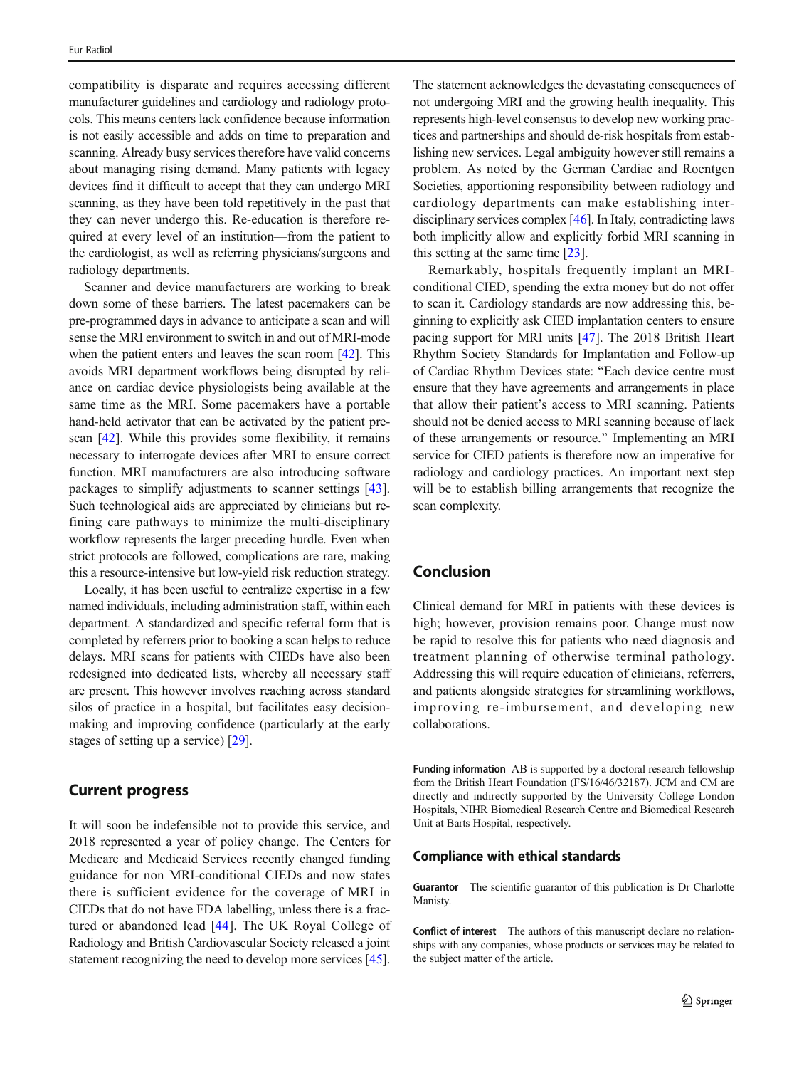compatibility is disparate and requires accessing different manufacturer guidelines and cardiology and radiology protocols. This means centers lack confidence because information is not easily accessible and adds on time to preparation and scanning. Already busy services therefore have valid concerns about managing rising demand. Many patients with legacy devices find it difficult to accept that they can undergo MRI scanning, as they have been told repetitively in the past that they can never undergo this. Re-education is therefore required at every level of an institution—from the patient to the cardiologist, as well as referring physicians/surgeons and radiology departments.

Scanner and device manufacturers are working to break down some of these barriers. The latest pacemakers can be pre-programmed days in advance to anticipate a scan and will sense the MRI environment to switch in and out of MRI-mode when the patient enters and leaves the scan room [42]. This avoids MRI department workflows being disrupted by reliance on cardiac device physiologists being available at the same time as the MRI. Some pacemakers have a portable hand-held activator that can be activated by the patient prescan [42]. While this provides some flexibility, it remains necessary to interrogate devices after MRI to ensure correct function. MRI manufacturers are also introducing software packages to simplify adjustments to scanner settings [43]. Such technological aids are appreciated by clinicians but refining care pathways to minimize the multi-disciplinary workflow represents the larger preceding hurdle. Even when strict protocols are followed, complications are rare, making this a resource-intensive but low-yield risk reduction strategy.

Locally, it has been useful to centralize expertise in a few named individuals, including administration staff, within each department. A standardized and specific referral form that is completed by referrers prior to booking a scan helps to reduce delays. MRI scans for patients with CIEDs have also been redesigned into dedicated lists, whereby all necessary staff are present. This however involves reaching across standard silos of practice in a hospital, but facilitates easy decision-making and improving confidence (particularly at the early stages of setting up a service) [29].

## Current progress

It will soon be indefensible not to provide this service, and 2018 represented a year of policy change. The Centers for Medicare and Medicaid Services recently changed funding guidance for non MRI-conditional CIEDs and now states there is sufficient evidence for the coverage of MRI in CIEDs that do not have FDA labelling, unless there is a fractured or abandoned lead [44]. The UK Royal College of Radiology and British Cardiovascular Society released a joint statement recognizing the need to develop more services [45]. The statement acknowledges the devastating consequences of not undergoing MRI and the growing health inequality. This represents high-level consensus to develop new working practices and partnerships and should de-risk hospitals from establishing new services. Legal ambiguity however still remains a problem. As noted by the German Cardiac and Roentgen Societies, apportioning responsibility between radiology and cardiology departments can make establishing inter-disciplinary services complex [46]. In Italy, contradicting laws both implicitly allow and explicitly forbid MRI scanning in this setting at the same time [23].

Remarkably, hospitals frequently implant an MRI-conditional CIED, spending the extra money but do not offer to scan it. Cardiology standards are now addressing this, beginning to explicitly ask CIED implantation centers to ensure pacing support for MRI units [47]. The 2018 British Heart Rhythm Society Standards for Implantation and Follow-up of Cardiac Rhythm Devices state: "Each device centre must ensure that they have agreements and arrangements in place that allow their patient's access to MRI scanning. Patients should not be denied access to MRI scanning because of lack of these arrangements or resource." Implementing an MRI service for CIED patients is therefore now an imperative for radiology and cardiology practices. An important next step will be to establish billing arrangements that recognize the scan complexity.

## Conclusion

Clinical demand for MRI in patients with these devices is high; however, provision remains poor. Change must now be rapid to resolve this for patients who need diagnosis and treatment planning of otherwise terminal pathology. Addressing this will require education of clinicians, referrers, and patients alongside strategies for streamlining workflows, improving re-imbursement, and developing new collaborations.

**Funding information** AB is supported by a doctoral research fellowship from the British Heart Foundation (FS/16/46/32187). JCM and CM are directly and indirectly supported by the University College London Hospitals, NIHR Biomedical Research Centre and Biomedical Research Unit at Barts Hospital, respectively.

## Compliance with ethical standards

**Guarantor** The scientific guarantor of this publication is Dr Charlotte Manisty.

**Conflict of interest** The authors of this manuscript declare no relationships with any companies, whose products or services may be related to the subject matter of the article.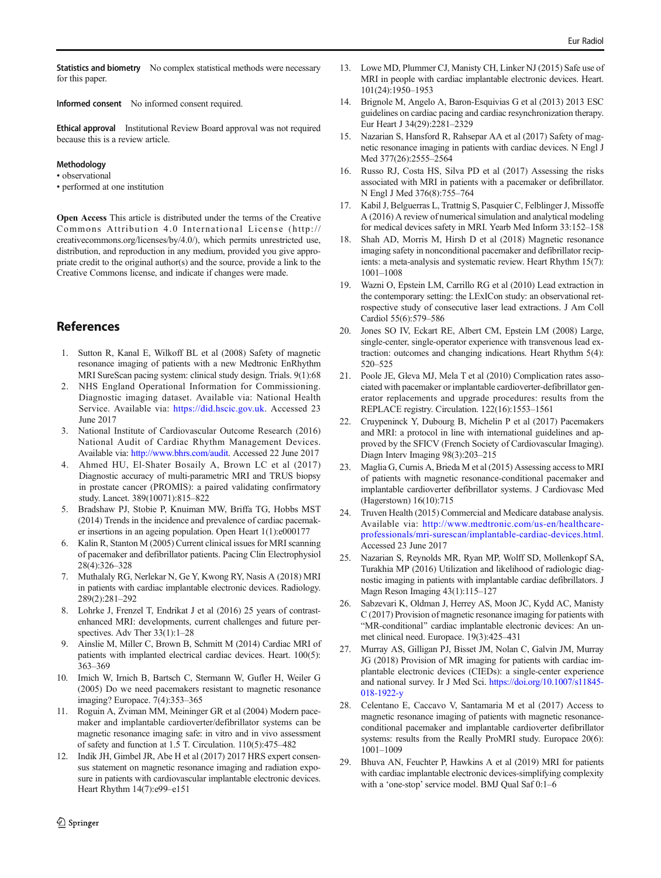**Statistics and biometry** No complex statistical methods were necessary for this paper.

**Informed consent** No informed consent required.

**Ethical approval** Institutional Review Board approval was not required because this is a review article.

**Methodology**

- observational
- performed at one institution

**Open Access** This article is distributed under the terms of the Creative Commons Attribution 4.0 International License (http://creativecommons.org/licenses/by/4.0/), which permits unrestricted use, distribution, and reproduction in any medium, provided you give appropriate credit to the original author(s) and the source, provide a link to the Creative Commons license, and indicate if changes were made.

## References

1. Sutton R, Kanal E, Wilkoff BL et al (2008) Safety of magnetic resonance imaging of patients with a new Medtronic EnRhythm MRI SureScan pacing system: clinical study design. Trials. 9(1):68
2. NHS England Operational Information for Commissioning. Diagnostic imaging dataset. Available via: National Health Service. Available via: https://did.hscic.gov.uk. Accessed 23 June 2017
3. National Institute of Cardiovascular Outcome Research (2016) National Audit of Cardiac Rhythm Management Devices. Available via: http://www.bhrs.com/audit. Accessed 22 June 2017
4. Ahmed HU, El-Shater Bosaily A, Brown LC et al (2017) Diagnostic accuracy of multi-parametric MRI and TRUS biopsy in prostate cancer (PROMIS): a paired validating confirmatory study. Lancet. 389(10071):815–822
5. Bradshaw PJ, Stobie P, Knuiman MW, Briffa TG, Hobbs MST (2014) Trends in the incidence and prevalence of cardiac pacemaker insertions in an ageing population. Open Heart 1(1):e000177
6. Kalin R, Stanton M (2005) Current clinical issues for MRI scanning of pacemaker and defibrillator patients. Pacing Clin Electrophysiol 28(4):326–328
7. Muthalaly RG, Nerlekar N, Ge Y, Kwong RY, Nasis A (2018) MRI in patients with cardiac implantable electronic devices. Radiology. 289(2):281–292
8. Lohrke J, Frenzel T, Endrikat J et al (2016) 25 years of contrast-enhanced MRI: developments, current challenges and future perspectives. Adv Ther 33(1):1–28
9. Ainslie M, Miller C, Brown B, Schmitt M (2014) Cardiac MRI of patients with implanted electrical cardiac devices. Heart. 100(5): 363–369
10. Irnich W, Irnich B, Bartsch C, Stermann W, Gufler H, Weiler G (2005) Do we need pacemakers resistant to magnetic resonance imaging? Europace. 7(4):353–365
11. Roguin A, Zviman MM, Meininger GR et al (2004) Modern pacemaker and implantable cardioverter/defibrillator systems can be magnetic resonance imaging safe: in vitro and in vivo assessment of safety and function at 1.5 T. Circulation. 110(5):475–482
12. Indik JH, Gimbel JR, Abe H et al (2017) 2017 HRS expert consensus statement on magnetic resonance imaging and radiation exposure in patients with cardiovascular implantable electronic devices. Heart Rhythm 14(7):e99–e151
13. Lowe MD, Plummer CJ, Manisty CH, Linker NJ (2015) Safe use of MRI in people with cardiac implantable electronic devices. Heart. 101(24):1950–1953
14. Brignole M, Angelo A, Baron-Esquivias G et al (2013) 2013 ESC guidelines on cardiac pacing and cardiac resynchronization therapy. Eur Heart J 34(29):2281–2329
15. Nazarian S, Hansford R, Rahsepar AA et al (2017) Safety of magnetic resonance imaging in patients with cardiac devices. N Engl J Med 377(26):2555–2564
16. Russo RJ, Costa HS, Silva PD et al (2017) Assessing the risks associated with MRI in patients with a pacemaker or defibrillator. N Engl J Med 376(8):755–764
17. Kabil J, Belguerras L, Trattnig S, Pasquier C, Felblinger J, Missoffe A (2016) A review of numerical simulation and analytical modeling for medical devices safety in MRI. Yearb Med Inform 33:152–158
18. Shah AD, Morris M, Hirsh D et al (2018) Magnetic resonance imaging safety in nonconditional pacemaker and defibrillator recipients: a meta-analysis and systematic review. Heart Rhythm 15(7): 1001–1008
19. Wazni O, Epstein LM, Carrillo RG et al (2010) Lead extraction in the contemporary setting: the LExICon study: an observational retrospective study of consecutive laser lead extractions. J Am Coll Cardiol 55(6):579–586
20. Jones SO IV, Eckart RE, Albert CM, Epstein LM (2008) Large, single-center, single-operator experience with transvenous lead extraction: outcomes and changing indications. Heart Rhythm 5(4): 520–525
21. Poole JE, Gleva MJ, Mela T et al (2010) Complication rates associated with pacemaker or implantable cardioverter-defibrillator generator replacements and upgrade procedures: results from the REPLACE registry. Circulation. 122(16):1553–1561
22. Cruypeninck Y, Dubourg B, Michelin P et al (2017) Pacemakers and MRI: a protocol in line with international guidelines and approved by the SFICV (French Society of Cardiovascular Imaging). Diagn Interv Imaging 98(3):203–215
23. Maglia G, Curnis A, Brieda M et al (2015) Assessing access to MRI of patients with magnetic resonance-conditional pacemaker and implantable cardioverter defibrillator systems. J Cardiovasc Med (Hagerstown) 16(10):715
24. Truven Health (2015) Commercial and Medicare database analysis. Available via: http://www.medtronic.com/us-en/healthcare-professionals/mri-surescan/implantable-cardiac-devices.html. Accessed 23 June 2017
25. Nazarian S, Reynolds MR, Ryan MP, Wolff SD, Mollenkopf SA, Turakhia MP (2016) Utilization and likelihood of radiologic diagnostic imaging in patients with implantable cardiac defibrillators. J Magn Reson Imaging 43(1):115–127
26. Sabzevari K, Oldman J, Herrey AS, Moon JC, Kydd AC, Manisty C (2017) Provision of magnetic resonance imaging for patients with "MR-conditional" cardiac implantable electronic devices: An unmet clinical need. Europace. 19(3):425–431
27. Murray AS, Gilligan PJ, Bisset JM, Nolan C, Galvin JM, Murray JG (2018) Provision of MR imaging for patients with cardiac implantable electronic devices (CIEDs): a single-center experience and national survey. Ir J Med Sci. https://doi.org/10.1007/s11845-018-1922-y
28. Celentano E, Caccavo V, Santamaria M et al (2017) Access to magnetic resonance imaging of patients with magnetic resonance-conditional pacemaker and implantable cardioverter defibrillator systems: results from the Really ProMRI study. Europace 20(6): 1001–1009
29. Bhuva AN, Feuchter P, Hawkins A et al (2019) MRI for patients with cardiac implantable electronic devices-simplifying complexity with a 'one-stop' service model. BMJ Qual Saf 0:1–6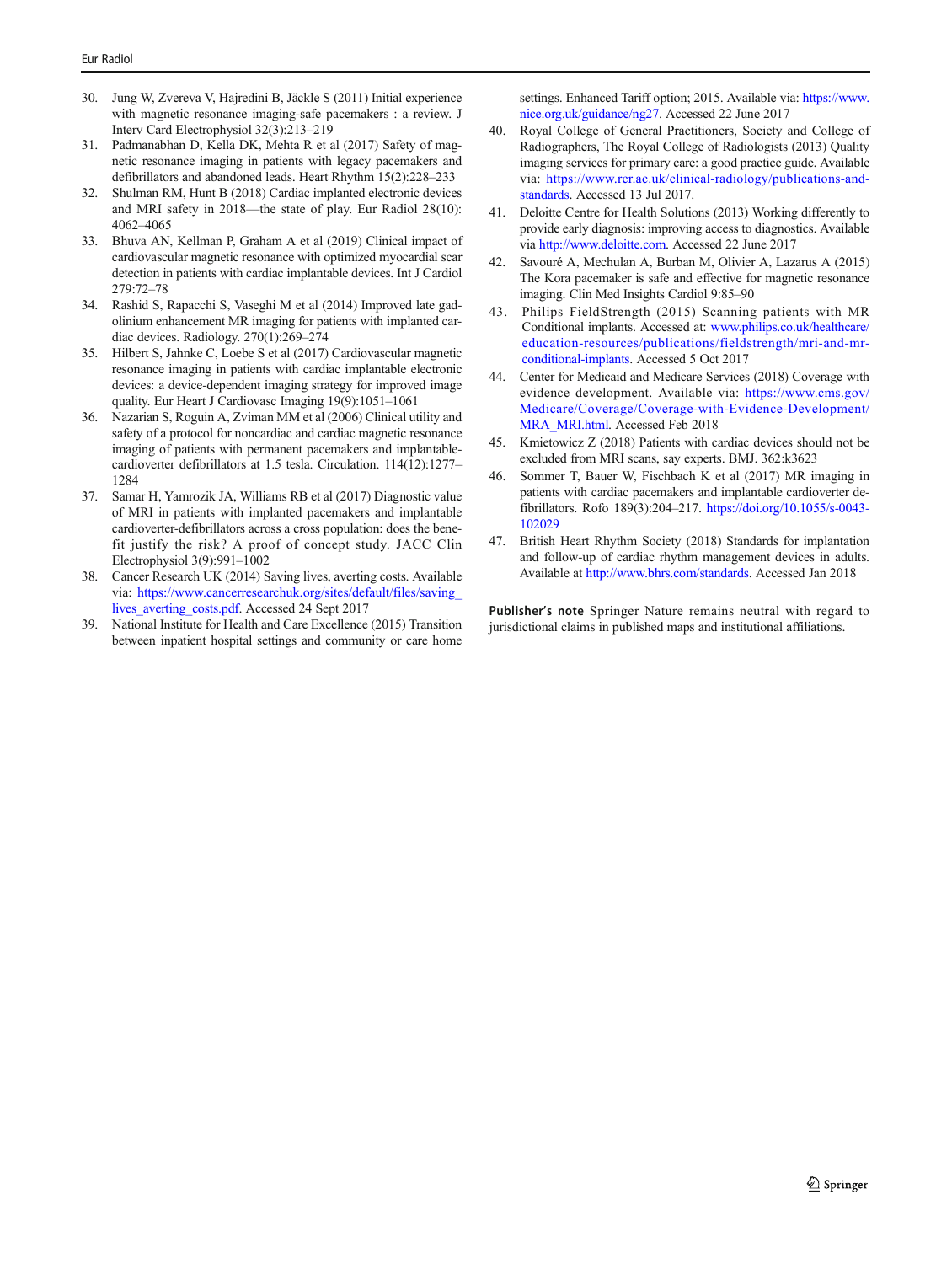30. Jung W, Zvereva V, Hajredini B, Jäckle S (2011) Initial experience with magnetic resonance imaging-safe pacemakers : a review. J Interv Card Electrophysiol 32(3):213–219
31. Padmanabhan D, Kella DK, Mehta R et al (2017) Safety of magnetic resonance imaging in patients with legacy pacemakers and defibrillators and abandoned leads. Heart Rhythm 15(2):228–233
32. Shulman RM, Hunt B (2018) Cardiac implanted electronic devices and MRI safety in 2018—the state of play. Eur Radiol 28(10): 4062–4065
33. Bhuva AN, Kellman P, Graham A et al (2019) Clinical impact of cardiovascular magnetic resonance with optimized myocardial scar detection in patients with cardiac implantable devices. Int J Cardiol 279:72–78
34. Rashid S, Rapacchi S, Vaseghi M et al (2014) Improved late gadolinium enhancement MR imaging for patients with implanted cardiac devices. Radiology. 270(1):269–274
35. Hilbert S, Jahnke C, Loebe S et al (2017) Cardiovascular magnetic resonance imaging in patients with cardiac implantable electronic devices: a device-dependent imaging strategy for improved image quality. Eur Heart J Cardiovasc Imaging 19(9):1051–1061
36. Nazarian S, Roguin A, Zviman MM et al (2006) Clinical utility and safety of a protocol for noncardiac and cardiac magnetic resonance imaging of patients with permanent pacemakers and implantable-cardioverter defibrillators at 1.5 tesla. Circulation. 114(12):1277–1284
37. Samar H, Yamrozik JA, Williams RB et al (2017) Diagnostic value of MRI in patients with implanted pacemakers and implantable cardioverter-defibrillators across a cross population: does the benefit justify the risk? A proof of concept study. JACC Clin Electrophysiol 3(9):991–1002
38. Cancer Research UK (2014) Saving lives, averting costs. Available via: https://www.cancerresearchuk.org/sites/default/files/saving_lives_averting_costs.pdf. Accessed 24 Sept 2017
39. National Institute for Health and Care Excellence (2015) Transition between inpatient hospital settings and community or care home settings. Enhanced Tariff option; 2015. Available via: https://www.nice.org.uk/guidance/ng27. Accessed 22 June 2017
40. Royal College of General Practitioners, Society and College of Radiographers, The Royal College of Radiologists (2013) Quality imaging services for primary care: a good practice guide. Available via: https://www.rcr.ac.uk/clinical-radiology/publications-and-standards. Accessed 13 Jul 2017.
41. Deloitte Centre for Health Solutions (2013) Working differently to provide early diagnosis: improving access to diagnostics. Available via http://www.deloitte.com. Accessed 22 June 2017
42. Savouré A, Mechulan A, Burban M, Olivier A, Lazarus A (2015) The Kora pacemaker is safe and effective for magnetic resonance imaging. Clin Med Insights Cardiol 9:85–90
43. Philips FieldStrength (2015) Scanning patients with MR Conditional implants. Accessed at: www.philips.co.uk/healthcare/education-resources/publications/fieldstrength/mri-and-mr-conditional-implants. Accessed 5 Oct 2017
44. Center for Medicaid and Medicare Services (2018) Coverage with evidence development. Available via: https://www.cms.gov/Medicare/Coverage/Coverage-with-Evidence-Development/MRA_MRI.html. Accessed Feb 2018
45. Kmietowicz Z (2018) Patients with cardiac devices should not be excluded from MRI scans, say experts. BMJ. 362:k3623
46. Sommer T, Bauer W, Fischbach K et al (2017) MR imaging in patients with cardiac pacemakers and implantable cardioverter defibrillators. Rofo 189(3):204–217. https://doi.org/10.1055/s-0043-102029
47. British Heart Rhythm Society (2018) Standards for implantation and follow-up of cardiac rhythm management devices in adults. Available at http://www.bhrs.com/standards. Accessed Jan 2018

**Publisher's note** Springer Nature remains neutral with regard to jurisdictional claims in published maps and institutional affiliations.